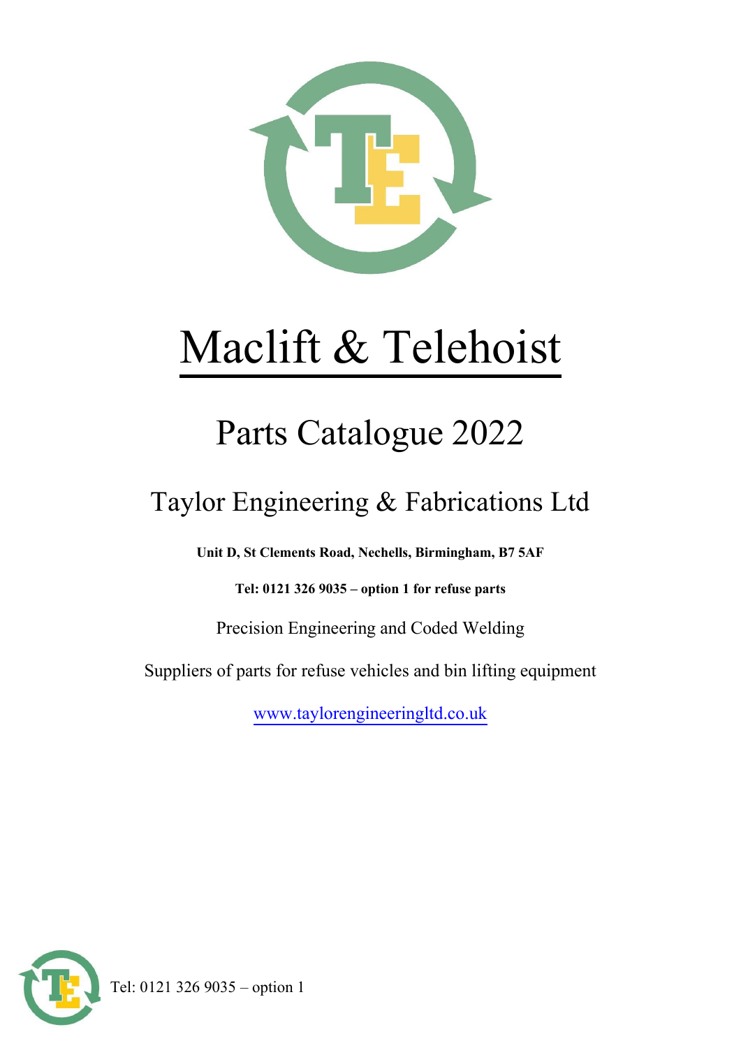# Maclift & Telehoist

## Parts Catalogue 2022

### Taylor Engineering & Fabrications Ltd

**Unit D, St Clements Road, Nechells, Birmingham, B7 5AF**

**Tel: 0121 326 9035 – option 1 for refuse parts**

Precision Engineering and Coded Welding

Suppliers of parts for refuse vehicles and bin lifting equipment

www.taylorengineeringltd.co.uk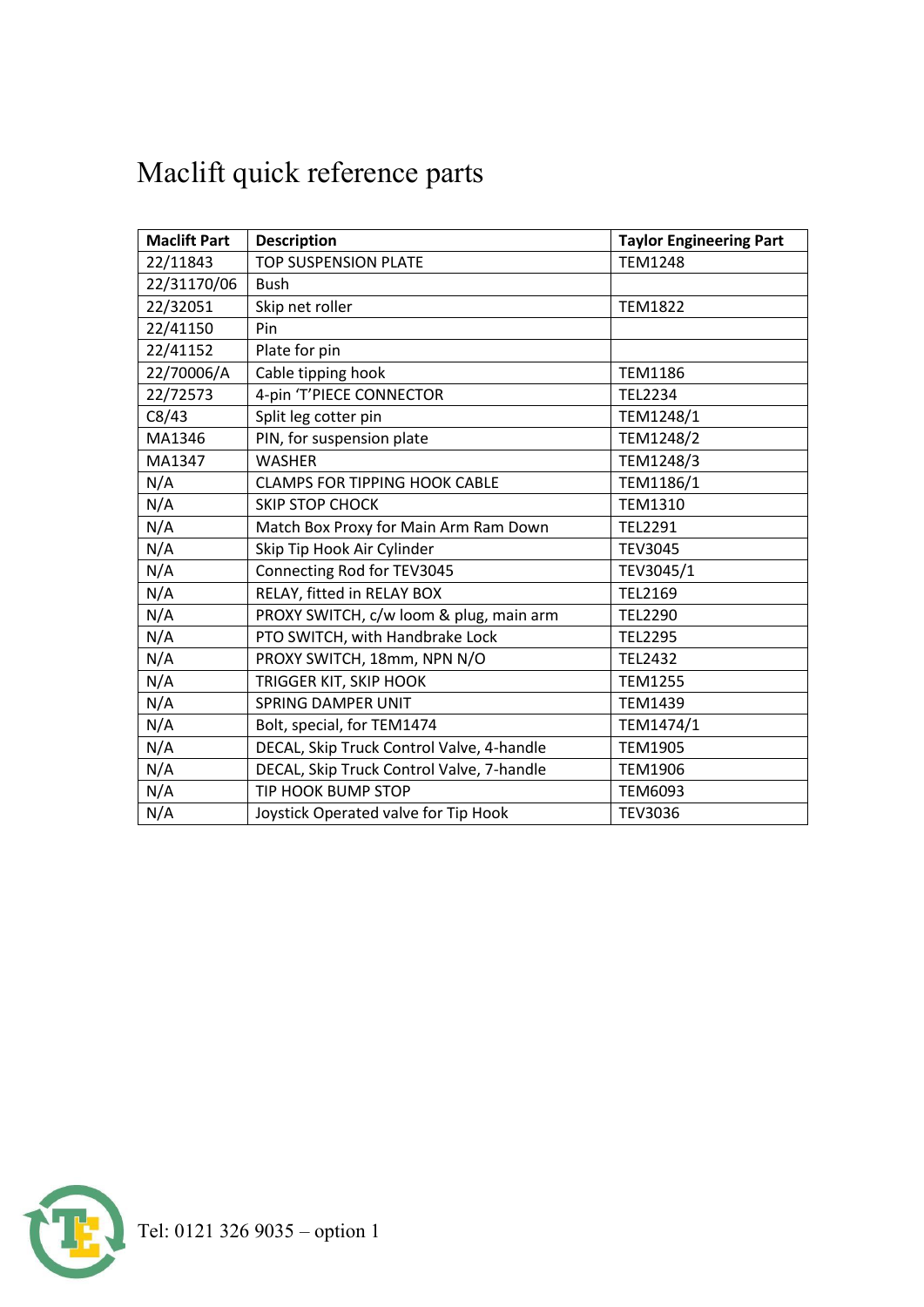# Maclift quick reference parts

| Maclift Part | Description | Taylor Engineering Part |
|---|---|---|
| 22/11843 | TOP SUSPENSION PLATE | TEM1248 |
| 22/31170/06 | Bush | |
| 22/32051 | Skip net roller | TEM1822 |
| 22/41150 | Pin | |
| 22/41152 | Plate for pin | |
| 22/70006/A | Cable tipping hook | TEM1186 |
| 22/72573 | 4-pin 'T'PIECE CONNECTOR | TEL2234 |
| C8/43 | Split leg cotter pin | TEM1248/1 |
| MA1346 | PIN, for suspension plate | TEM1248/2 |
| MA1347 | WASHER | TEM1248/3 |
| N/A | CLAMPS FOR TIPPING HOOK CABLE | TEM1186/1 |
| N/A | SKIP STOP CHOCK | TEM1310 |
| N/A | Match Box Proxy for Main Arm Ram Down | TEL2291 |
| N/A | Skip Tip Hook Air Cylinder | TEV3045 |
| N/A | Connecting Rod for TEV3045 | TEV3045/1 |
| N/A | RELAY, fitted in RELAY BOX | TEL2169 |
| N/A | PROXY SWITCH, c/w loom & plug, main arm | TEL2290 |
| N/A | PTO SWITCH, with Handbrake Lock | TEL2295 |
| N/A | PROXY SWITCH, 18mm, NPN N/O | TEL2432 |
| N/A | TRIGGER KIT, SKIP HOOK | TEM1255 |
| N/A | SPRING DAMPER UNIT | TEM1439 |
| N/A | Bolt, special, for TEM1474 | TEM1474/1 |
| N/A | DECAL, Skip Truck Control Valve, 4-handle | TEM1905 |
| N/A | DECAL, Skip Truck Control Valve, 7-handle | TEM1906 |
| N/A | TIP HOOK BUMP STOP | TEM6093 |
| N/A | Joystick Operated valve for Tip Hook | TEV3036 |

Tel: 0121 326 9035 – option 1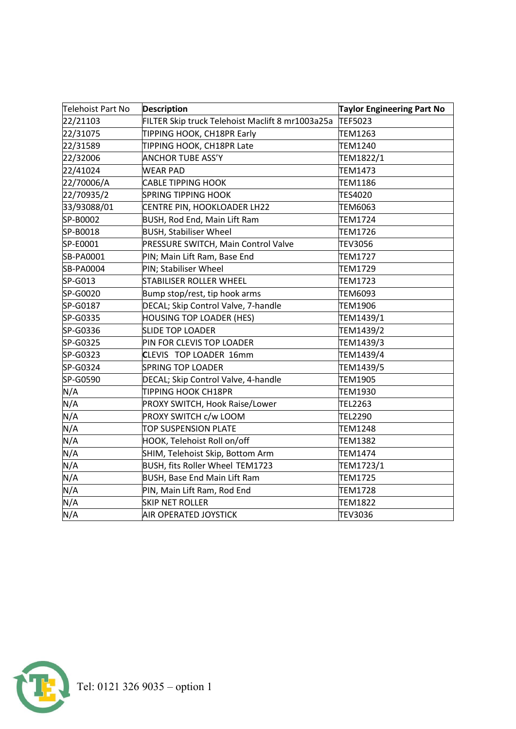| Telehoist Part No | Description | Taylor Engineering Part No |
|---|---|---|
| 22/21103 | FILTER Skip truck Telehoist Maclift 8 mr1003a25a | TEF5023 |
| 22/31075 | TIPPING HOOK, CH18PR Early | TEM1263 |
| 22/31589 | TIPPING HOOK, CH18PR Late | TEM1240 |
| 22/32006 | ANCHOR TUBE ASS'Y | TEM1822/1 |
| 22/41024 | WEAR PAD | TEM1473 |
| 22/70006/A | CABLE TIPPING HOOK | TEM1186 |
| 22/70935/2 | SPRING TIPPING HOOK | TES4020 |
| 33/93088/01 | CENTRE PIN, HOOKLOADER LH22 | TEM6063 |
| SP-B0002 | BUSH, Rod End, Main Lift Ram | TEM1724 |
| SP-B0018 | BUSH, Stabiliser Wheel | TEM1726 |
| SP-E0001 | PRESSURE SWITCH, Main Control Valve | TEV3056 |
| SB-PA0001 | PIN; Main Lift Ram, Base End | TEM1727 |
| SB-PA0004 | PIN; Stabiliser Wheel | TEM1729 |
| SP-G013 | STABILISER ROLLER WHEEL | TEM1723 |
| SP-G0020 | Bump stop/rest, tip hook arms | TEM6093 |
| SP-G0187 | DECAL; Skip Control Valve, 7-handle | TEM1906 |
| SP-G0335 | HOUSING TOP LOADER (HES) | TEM1439/1 |
| SP-G0336 | SLIDE TOP LOADER | TEM1439/2 |
| SP-G0325 | PIN FOR CLEVIS TOP LOADER | TEM1439/3 |
| SP-G0323 | CLEVIS TOP LOADER 16mm | TEM1439/4 |
| SP-G0324 | SPRING TOP LOADER | TEM1439/5 |
| SP-G0590 | DECAL; Skip Control Valve, 4-handle | TEM1905 |
| N/A | TIPPING HOOK CH18PR | TEM1930 |
| N/A | PROXY SWITCH, Hook Raise/Lower | TEL2263 |
| N/A | PROXY SWITCH c/w LOOM | TEL2290 |
| N/A | TOP SUSPENSION PLATE | TEM1248 |
| N/A | HOOK, Telehoist Roll on/off | TEM1382 |
| N/A | SHIM, Telehoist Skip, Bottom Arm | TEM1474 |
| N/A | BUSH, fits Roller Wheel TEM1723 | TEM1723/1 |
| N/A | BUSH, Base End Main Lift Ram | TEM1725 |
| N/A | PIN, Main Lift Ram, Rod End | TEM1728 |
| N/A | SKIP NET ROLLER | TEM1822 |
| N/A | AIR OPERATED JOYSTICK | TEV3036 |

Tel: 0121 326 9035 – option 1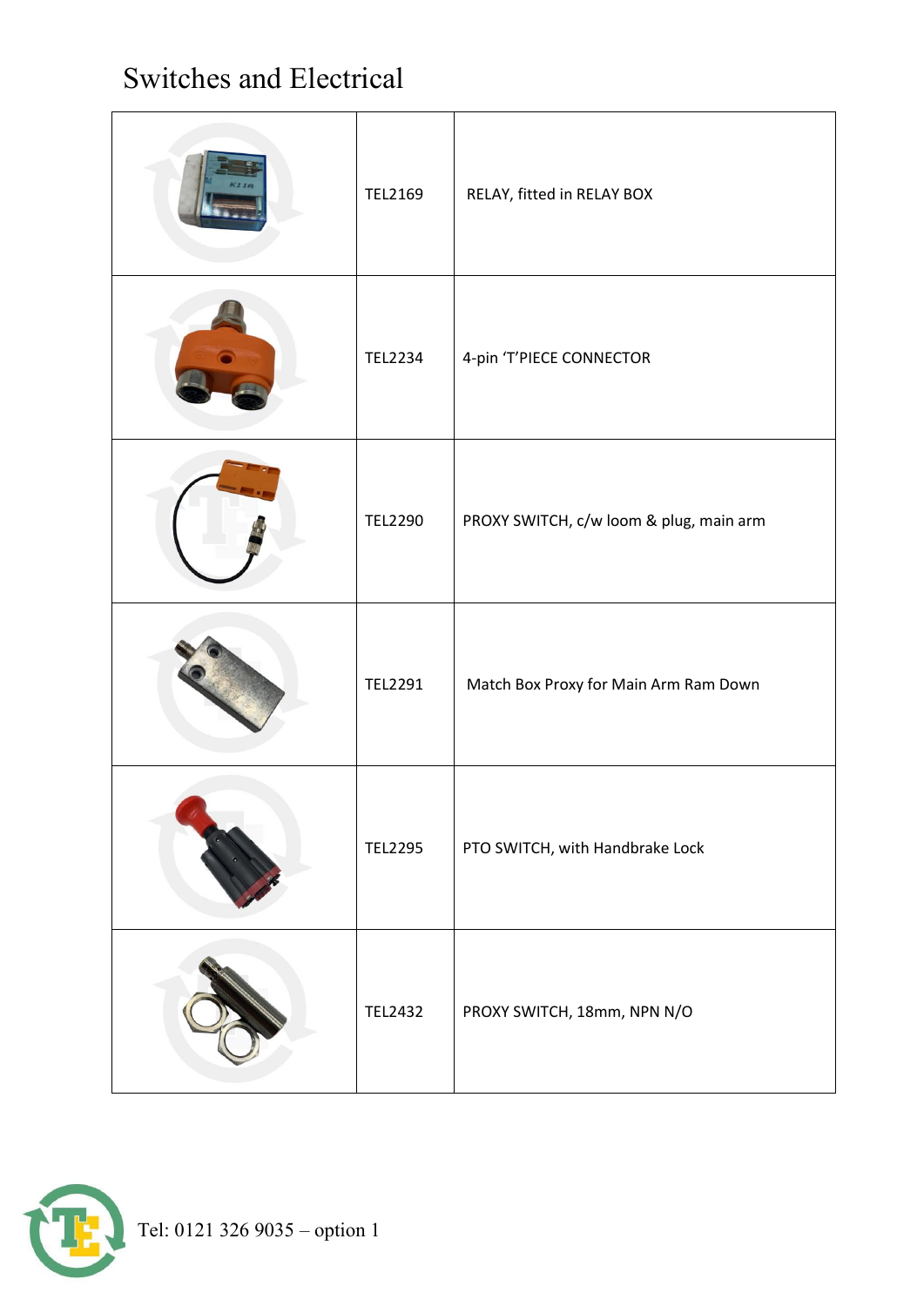# Switches and Electrical

| | | |
|---|---|---|
| | TEL2169 | RELAY, fitted in RELAY BOX |
| | TEL2234 | 4-pin 'T'PIECE CONNECTOR |
| | TEL2290 | PROXY SWITCH, c/w loom & plug, main arm |
| | TEL2291 | Match Box Proxy for Main Arm Ram Down |
| | TEL2295 | PTO SWITCH, with Handbrake Lock |
| | TEL2432 | PROXY SWITCH, 18mm, NPN N/O |

Tel: 0121 326 9035 – option 1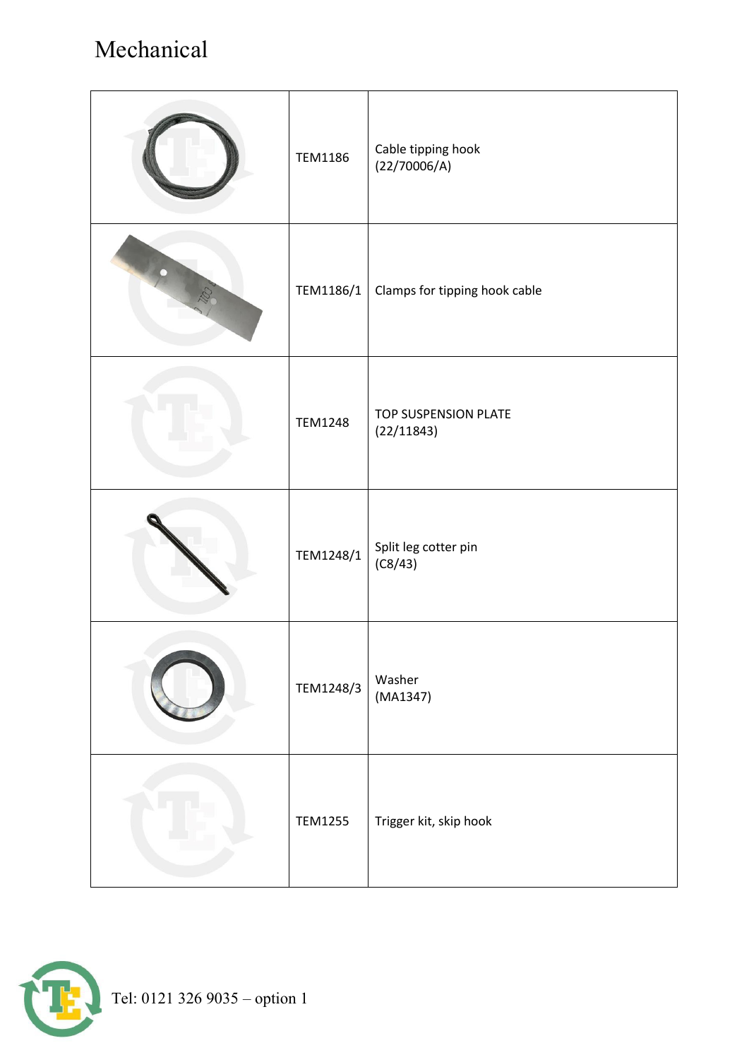# Mechanical

| | | |
|---|---|---|
| | TEM1186 | Cable tipping hook (22/70006/A) |
| | TEM1186/1 | Clamps for tipping hook cable |
| | TEM1248 | TOP SUSPENSION PLATE (22/11843) |
| | TEM1248/1 | Split leg cotter pin (C8/43) |
| | TEM1248/3 | Washer (MA1347) |
| | TEM1255 | Trigger kit, skip hook |

Tel: 0121 326 9035 – option 1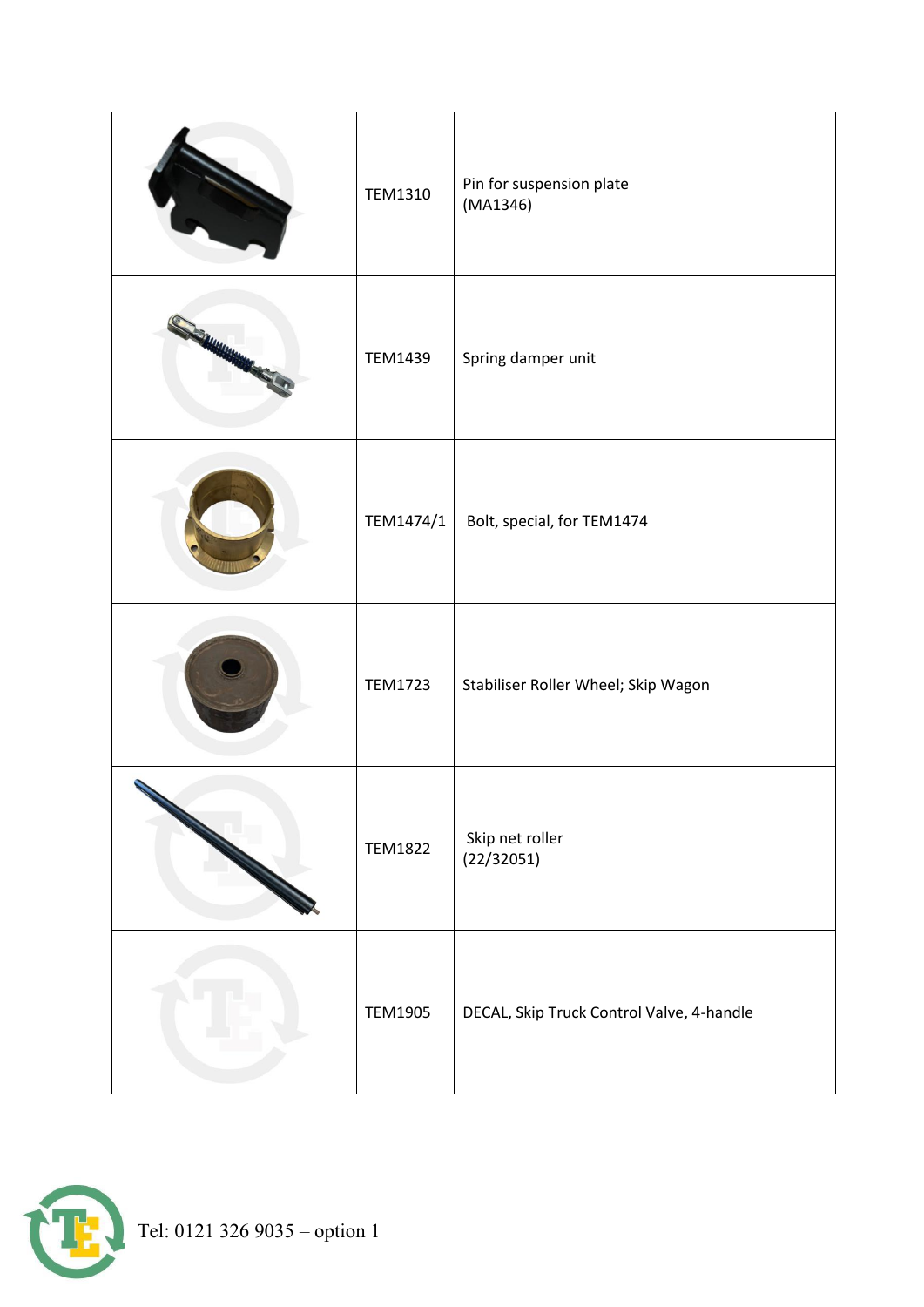| | | |
|---|---|---|
| | TEM1310 | Pin for suspension plate (MA1346) |
| | TEM1439 | Spring damper unit |
| | TEM1474/1 | Bolt, special, for TEM1474 |
| | TEM1723 | Stabiliser Roller Wheel; Skip Wagon |
| | TEM1822 | Skip net roller (22/32051) |
| | TEM1905 | DECAL, Skip Truck Control Valve, 4-handle |

Tel: 0121 326 9035 – option 1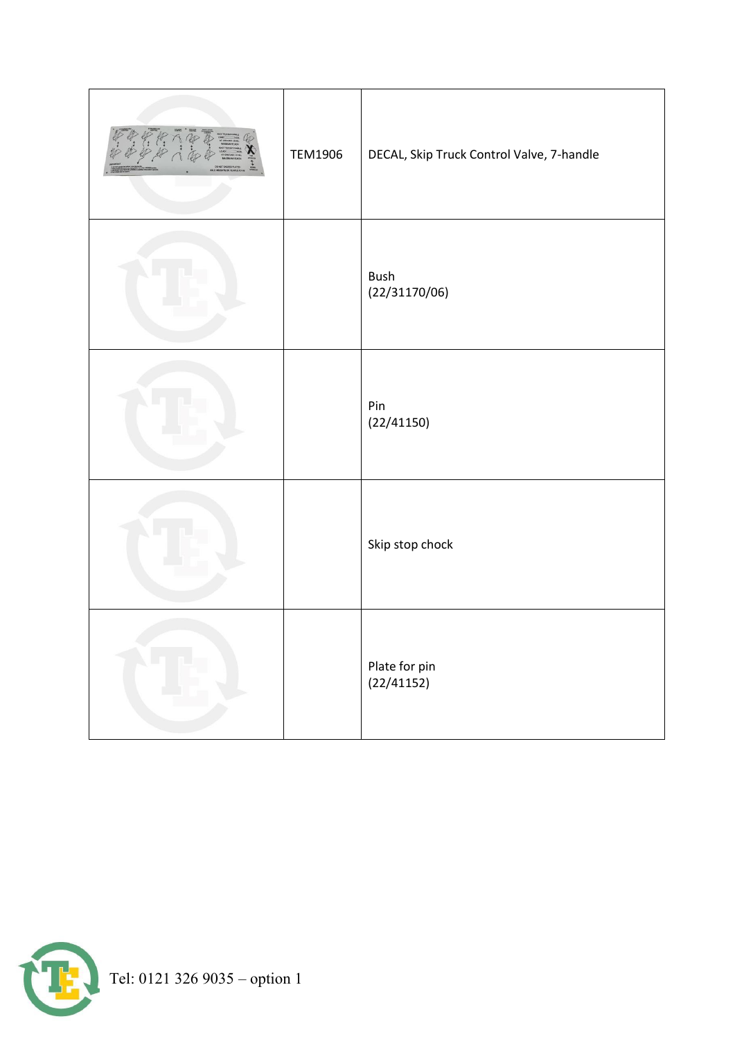|  |  |  |
| --- | --- | --- |
|  | TEM1906 | DECAL, Skip Truck Control Valve, 7-handle |
|  |  | Bush (22/31170/06) |
|  |  | Pin (22/41150) |
|  |  | Skip stop chock |
|  |  | Plate for pin (22/41152) |

Tel: 0121 326 9035 – option 1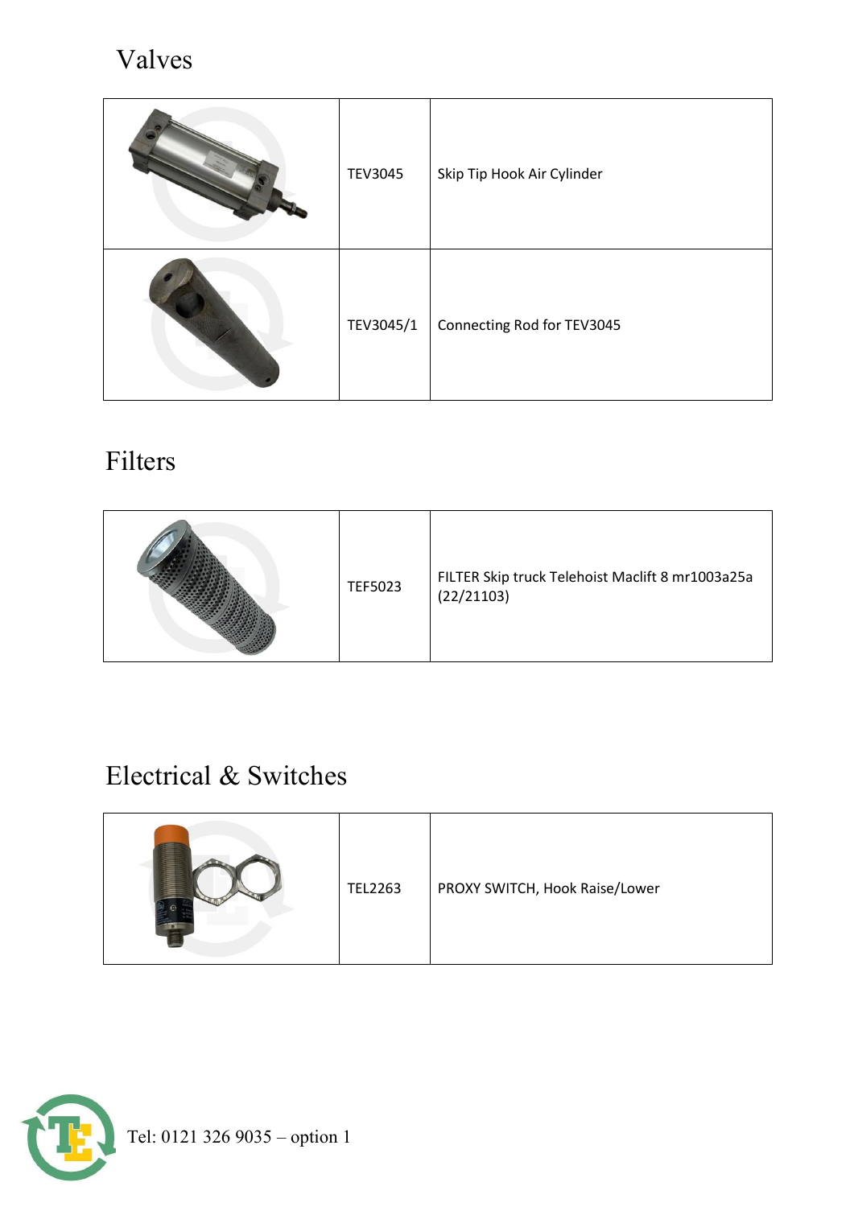# Valves

| | | |
|---|---|---|
| | TEV3045 | Skip Tip Hook Air Cylinder |
| | TEV3045/1 | Connecting Rod for TEV3045 |

# Filters

| | | |
|---|---|---|
| | TEF5023 | FILTER Skip truck Telehoist Maclift 8 mr1003a25a (22/21103) |

# Electrical & Switches

| | | |
|---|---|---|
| | TEL2263 | PROXY SWITCH, Hook Raise/Lower |

Tel: 0121 326 9035 – option 1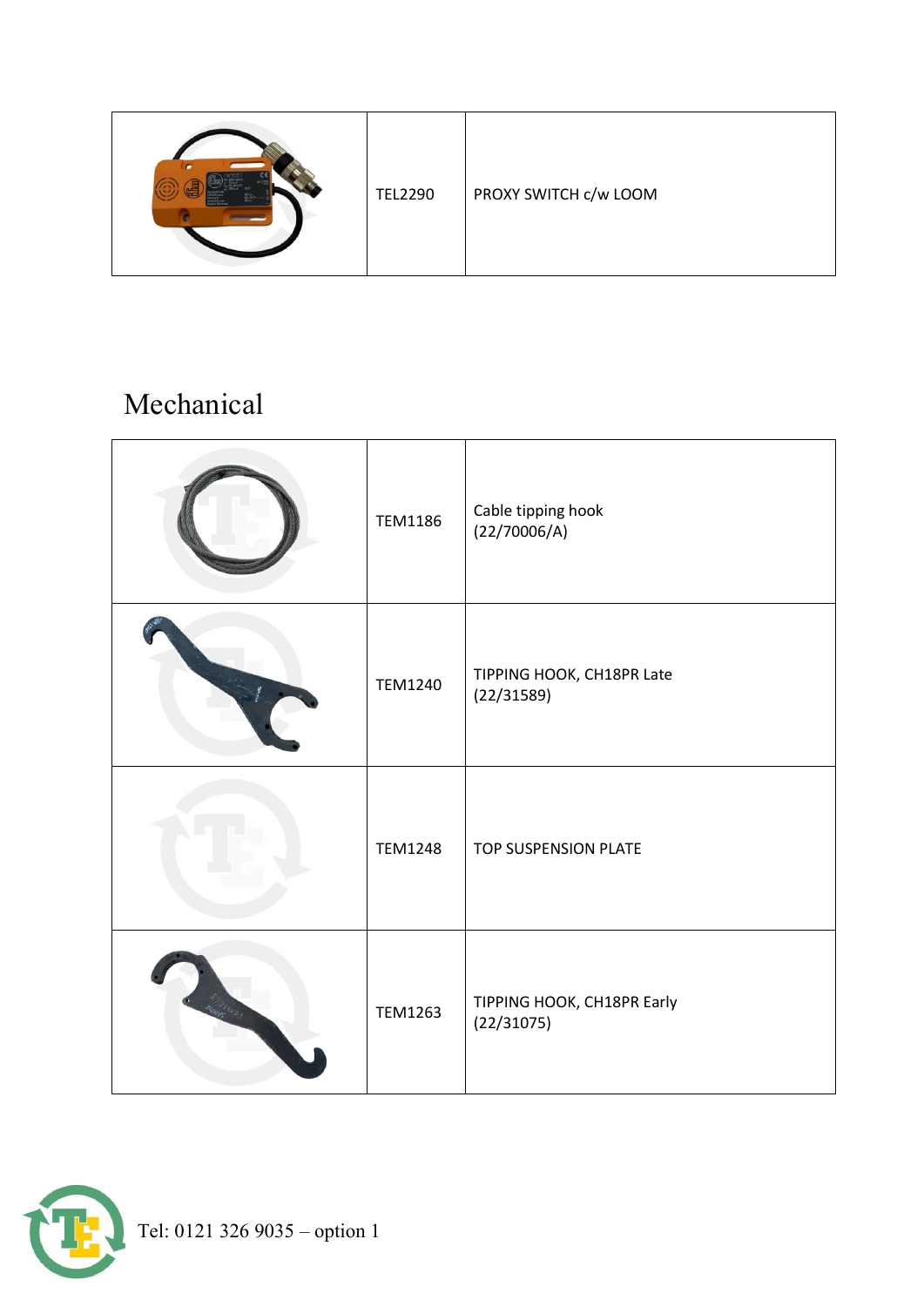| | TEL2290 | PROXY SWITCH c/w LOOM |
|---|---|---|

## Mechanical

| | | |
|---|---|---|
| | TEM1186 | Cable tipping hook (22/70006/A) |
| | TEM1240 | TIPPING HOOK, CH18PR Late (22/31589) |
| | TEM1248 | TOP SUSPENSION PLATE |
| | TEM1263 | TIPPING HOOK, CH18PR Early (22/31075) |

Tel: 0121 326 9035 – option 1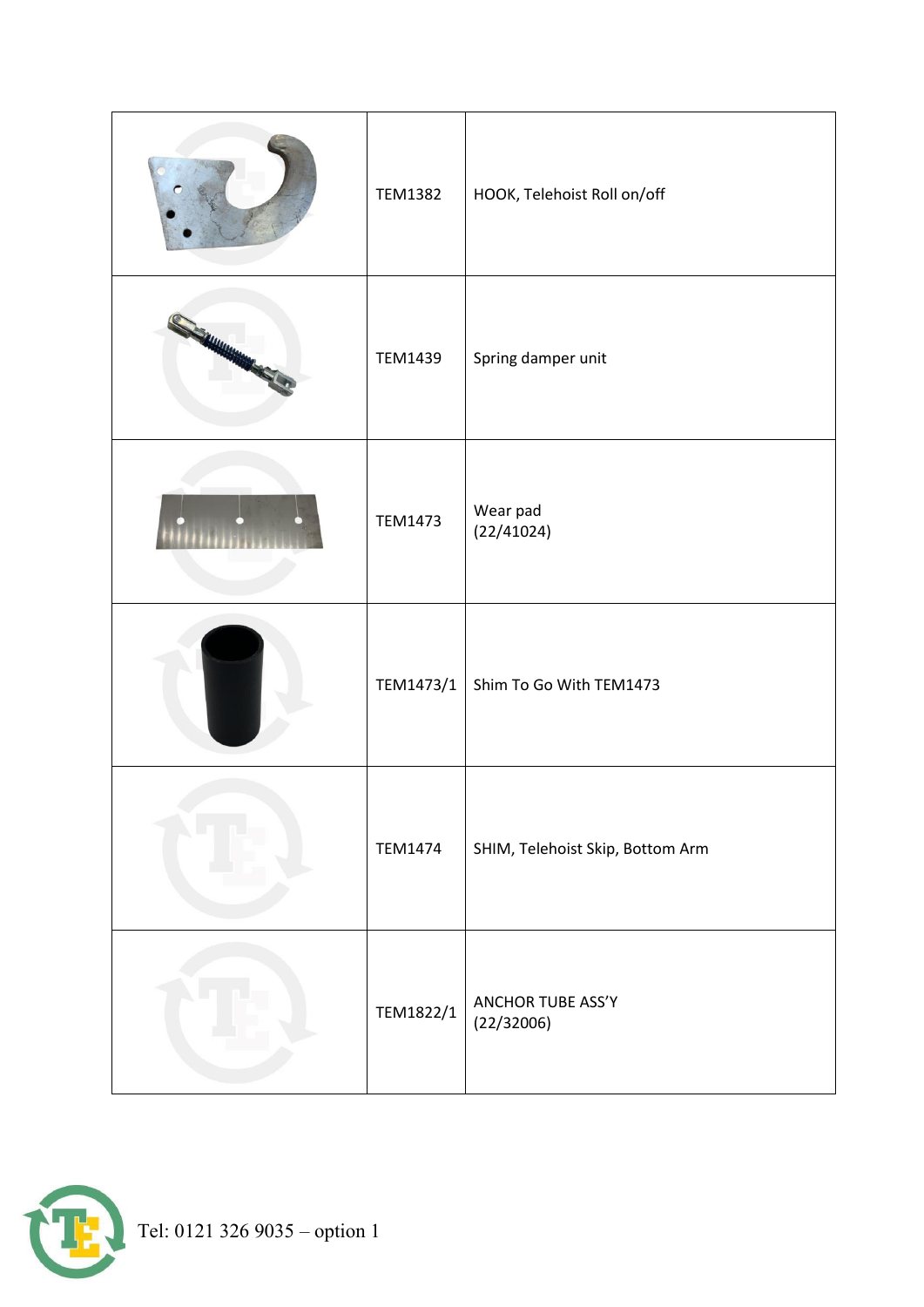| | | |
|---|---|---|
| | TEM1382 | HOOK, Telehoist Roll on/off |
| | TEM1439 | Spring damper unit |
| | TEM1473 | Wear pad<br>(22/41024) |
| | TEM1473/1 | Shim To Go With TEM1473 |
| | TEM1474 | SHIM, Telehoist Skip, Bottom Arm |
| | TEM1822/1 | ANCHOR TUBE ASS'Y<br>(22/32006) |

Tel: 0121 326 9035 – option 1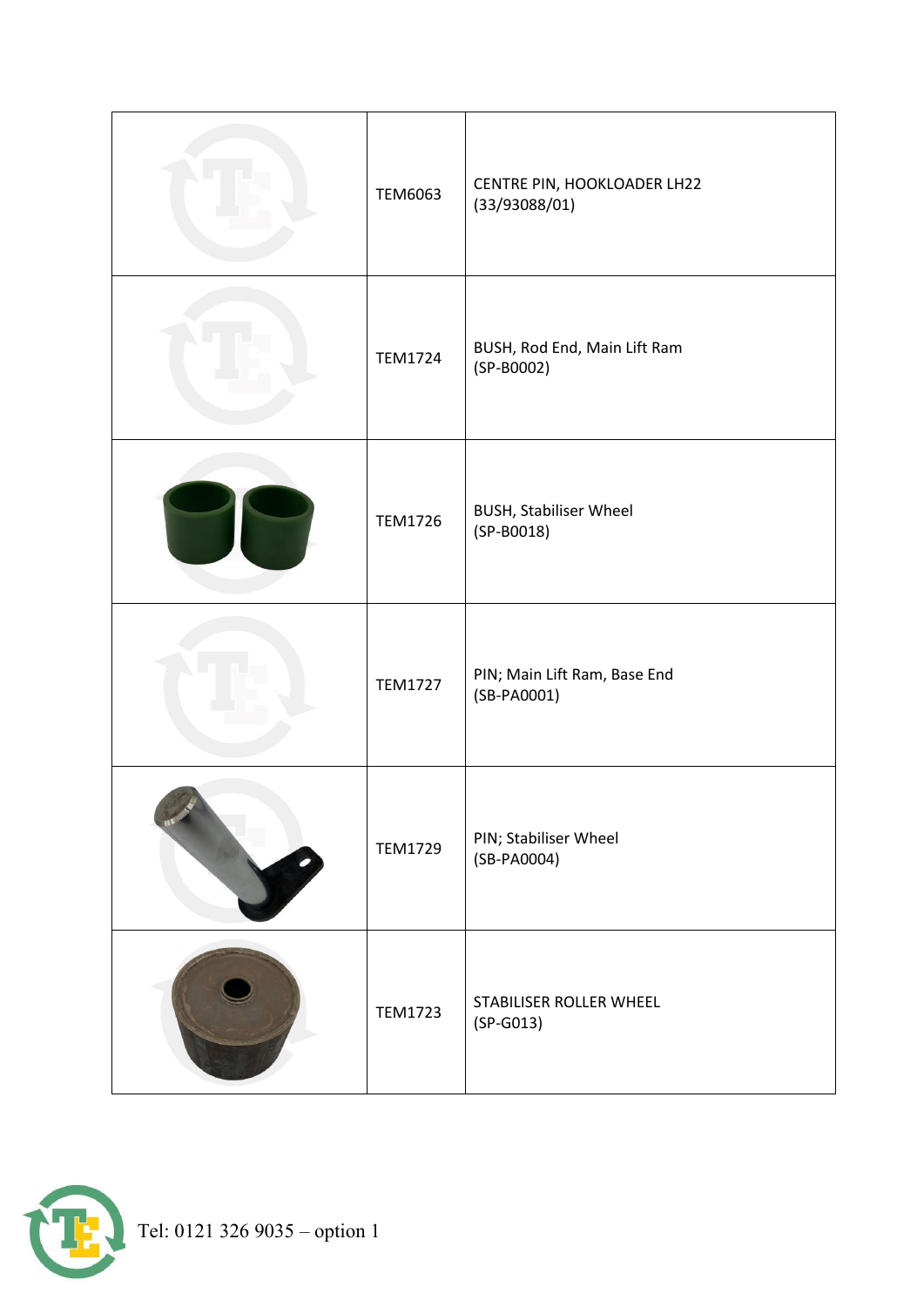| | | |
|---|---|---|
| | TEM6063 | CENTRE PIN, HOOKLOADER LH22 (33/93088/01) |
| | TEM1724 | BUSH, Rod End, Main Lift Ram (SP-B0002) |
| | TEM1726 | BUSH, Stabiliser Wheel (SP-B0018) |
| | TEM1727 | PIN; Main Lift Ram, Base End (SB-PA0001) |
| | TEM1729 | PIN; Stabiliser Wheel (SB-PA0004) |
| | TEM1723 | STABILISER ROLLER WHEEL (SP-G013) |

Tel: 0121 326 9035 – option 1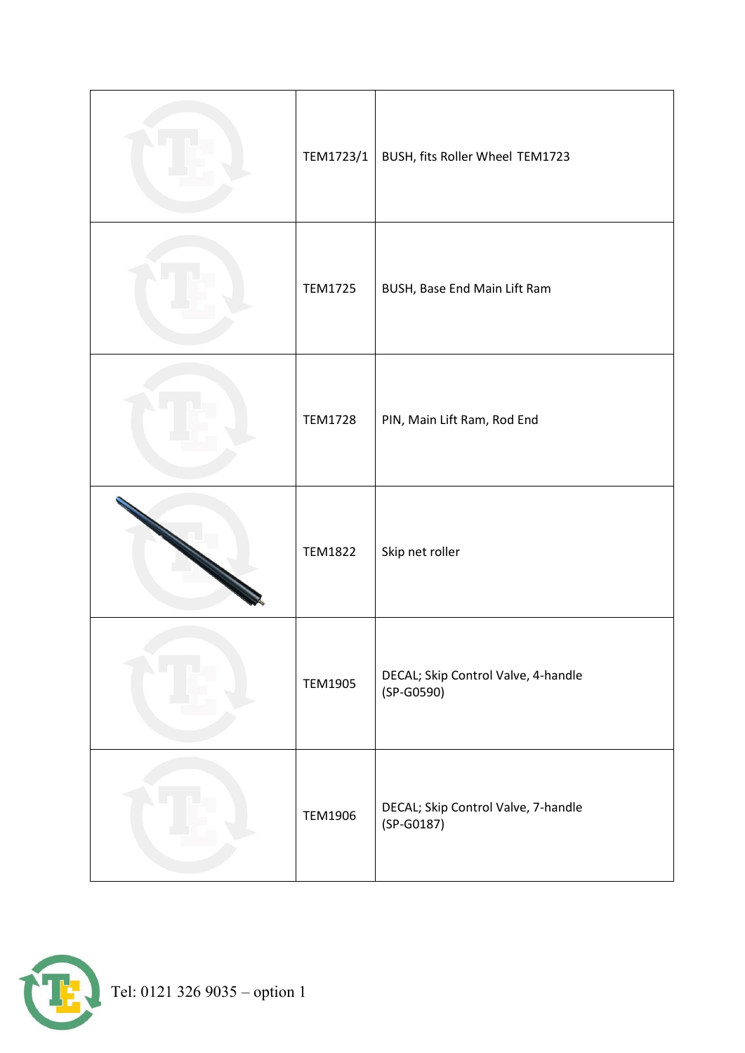| | | |
|---|---|---|
| | TEM1723/1 | BUSH, fits Roller Wheel TEM1723 |
| | TEM1725 | BUSH, Base End Main Lift Ram |
| | TEM1728 | PIN, Main Lift Ram, Rod End |
| | TEM1822 | Skip net roller |
| | TEM1905 | DECAL; Skip Control Valve, 4-handle (SP-G0590) |
| | TEM1906 | DECAL; Skip Control Valve, 7-handle (SP-G0187) |

Tel: 0121 326 9035 – option 1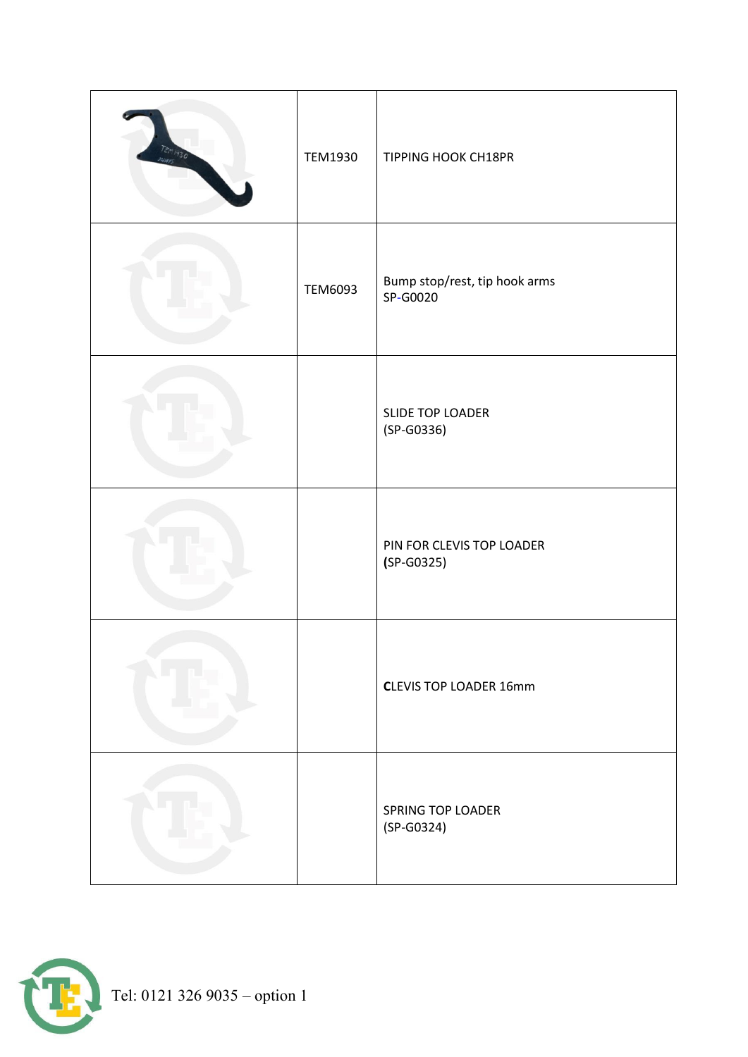| | | |
|---|---|---|
| | TEM1930 | TIPPING HOOK CH18PR |
| | TEM6093 | Bump stop/rest, tip hook arms SP-G0020 |
| | | SLIDE TOP LOADER (SP-G0336) |
| | | PIN FOR CLEVIS TOP LOADER **(**SP-G0325) |
| | | **C**LEVIS TOP LOADER 16mm |
| | | SPRING TOP LOADER (SP-G0324) |

Tel: 0121 326 9035 – option 1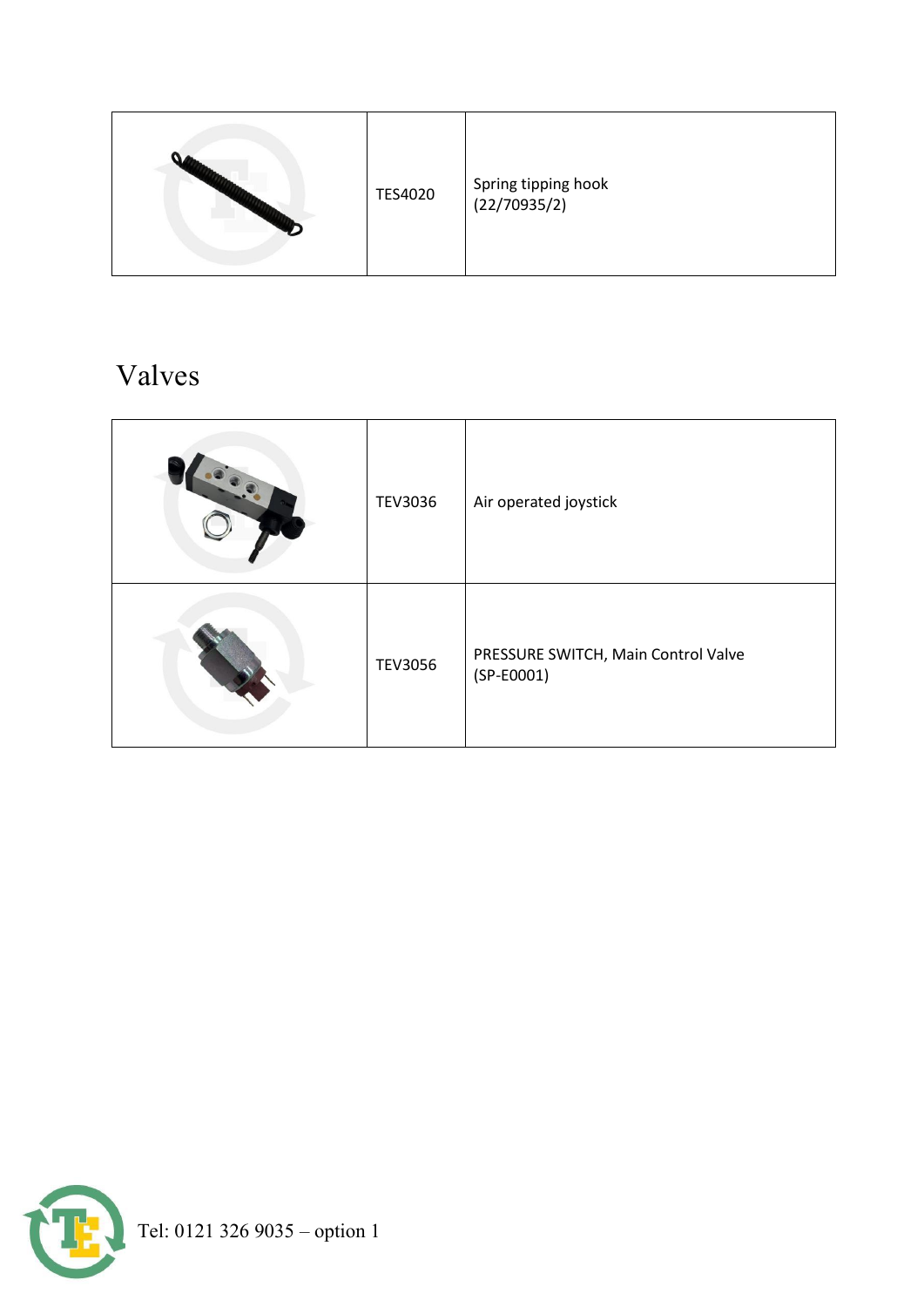| | | |
|---|---|---|
| | TES4020 | Spring tipping hook (22/70935/2) |

## Valves

| | | |
|---|---|---|
| | TEV3036 | Air operated joystick |
| | TEV3056 | PRESSURE SWITCH, Main Control Valve (SP-E0001) |

Tel: 0121 326 9035 – option 1